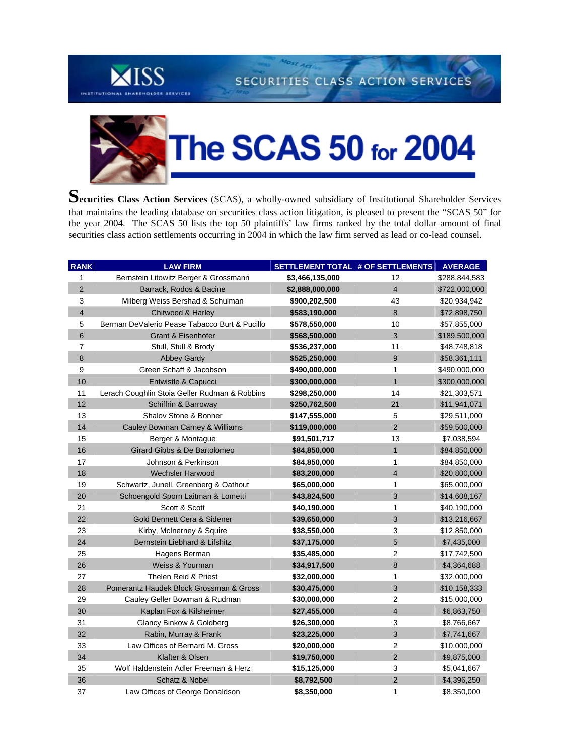ISS INSTITUTIONAL SHAREHOLDER SERVICES — SECURITIES CLASS ACTION SERVICES

# The SCAS 50 for 2004

**Securities Class Action Services** (SCAS), a wholly-owned subsidiary of Institutional Shareholder Services that maintains the leading database on securities class action litigation, is pleased to present the "SCAS 50" for the year 2004. The SCAS 50 lists the top 50 plaintiffs' law firms ranked by the total dollar amount of final securities class action settlements occurring in 2004 in which the law firm served as lead or co-lead counsel.

| RANK | LAW FIRM | SETTLEMENT TOTAL | # OF SETTLEMENTS | AVERAGE |
|---|---|---|---|---|
| 1 | Bernstein Litowitz Berger & Grossmann | **$3,466,135,000** | 12 | $288,844,583 |
| 2 | Barrack, Rodos & Bacine | **$2,888,000,000** | 4 | $722,000,000 |
| 3 | Milberg Weiss Bershad & Schulman | **$900,202,500** | 43 | $20,934,942 |
| 4 | Chitwood & Harley | **$583,190,000** | 8 | $72,898,750 |
| 5 | Berman DeValerio Pease Tabacco Burt & Pucillo | **$578,550,000** | 10 | $57,855,000 |
| 6 | Grant & Eisenhofer | **$568,500,000** | 3 | $189,500,000 |
| 7 | Stull, Stull & Brody | **$536,237,000** | 11 | $48,748,818 |
| 8 | Abbey Gardy | **$525,250,000** | 9 | $58,361,111 |
| 9 | Green Schaff & Jacobson | **$490,000,000** | 1 | $490,000,000 |
| 10 | Entwistle & Capucci | **$300,000,000** | 1 | $300,000,000 |
| 11 | Lerach Coughlin Stoia Geller Rudman & Robbins | **$298,250,000** | 14 | $21,303,571 |
| 12 | Schiffrin & Barroway | **$250,762,500** | 21 | $11,941,071 |
| 13 | Shalov Stone & Bonner | **$147,555,000** | 5 | $29,511,000 |
| 14 | Cauley Bowman Carney & Williams | **$119,000,000** | 2 | $59,500,000 |
| 15 | Berger & Montague | **$91,501,717** | 13 | $7,038,594 |
| 16 | Girard Gibbs & De Bartolomeo | **$84,850,000** | 1 | $84,850,000 |
| 17 | Johnson & Perkinson | **$84,850,000** | 1 | $84,850,000 |
| 18 | Wechsler Harwood | **$83,200,000** | 4 | $20,800,000 |
| 19 | Schwartz, Junell, Greenberg & Oathout | **$65,000,000** | 1 | $65,000,000 |
| 20 | Schoengold Sporn Laitman & Lometti | **$43,824,500** | 3 | $14,608,167 |
| 21 | Scott & Scott | **$40,190,000** | 1 | $40,190,000 |
| 22 | Gold Bennett Cera & Sidener | **$39,650,000** | 3 | $13,216,667 |
| 23 | Kirby, McInerney & Squire | **$38,550,000** | 3 | $12,850,000 |
| 24 | Bernstein Liebhard & Lifshitz | **$37,175,000** | 5 | $7,435,000 |
| 25 | Hagens Berman | **$35,485,000** | 2 | $17,742,500 |
| 26 | Weiss & Yourman | **$34,917,500** | 8 | $4,364,688 |
| 27 | Thelen Reid & Priest | **$32,000,000** | 1 | $32,000,000 |
| 28 | Pomerantz Haudek Block Grossman & Gross | **$30,475,000** | 3 | $10,158,333 |
| 29 | Cauley Geller Bowman & Rudman | **$30,000,000** | 2 | $15,000,000 |
| 30 | Kaplan Fox & Kilsheimer | **$27,455,000** | 4 | $6,863,750 |
| 31 | Glancy Binkow & Goldberg | **$26,300,000** | 3 | $8,766,667 |
| 32 | Rabin, Murray & Frank | **$23,225,000** | 3 | $7,741,667 |
| 33 | Law Offices of Bernard M. Gross | **$20,000,000** | 2 | $10,000,000 |
| 34 | Klafter & Olsen | **$19,750,000** | 2 | $9,875,000 |
| 35 | Wolf Haldenstein Adler Freeman & Herz | **$15,125,000** | 3 | $5,041,667 |
| 36 | Schatz & Nobel | **$8,792,500** | 2 | $4,396,250 |
| 37 | Law Offices of George Donaldson | **$8,350,000** | 1 | $8,350,000 |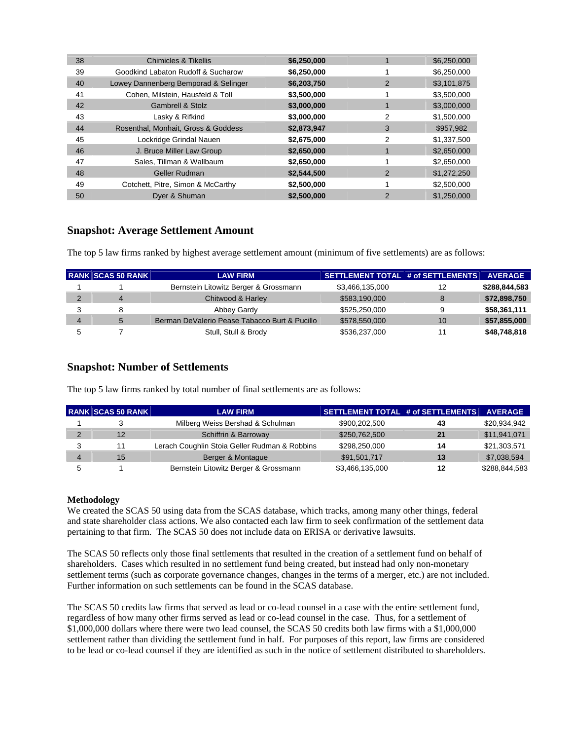| 38 | Chimicles & Tikellis | **$6,250,000** | 1 | $6,250,000 |
|---|---|---|---|---|
| 39 | Goodkind Labaton Rudoff & Sucharow | **$6,250,000** | 1 | $6,250,000 |
| 40 | Lowey Dannenberg Bemporad & Selinger | **$6,203,750** | 2 | $3,101,875 |
| 41 | Cohen, Milstein, Hausfeld & Toll | **$3,500,000** | 1 | $3,500,000 |
| 42 | Gambrell & Stolz | **$3,000,000** | 1 | $3,000,000 |
| 43 | Lasky & Rifkind | **$3,000,000** | 2 | $1,500,000 |
| 44 | Rosenthal, Monhait, Gross & Goddess | **$2,873,947** | 3 | $957,982 |
| 45 | Lockridge Grindal Nauen | **$2,675,000** | 2 | $1,337,500 |
| 46 | J. Bruce Miller Law Group | **$2,650,000** | 1 | $2,650,000 |
| 47 | Sales, Tillman & Wallbaum | **$2,650,000** | 1 | $2,650,000 |
| 48 | Geller Rudman | **$2,544,500** | 2 | $1,272,250 |
| 49 | Cotchett, Pitre, Simon & McCarthy | **$2,500,000** | 1 | $2,500,000 |
| 50 | Dyer & Shuman | **$2,500,000** | 2 | $1,250,000 |

## Snapshot: Average Settlement Amount

The top 5 law firms ranked by highest average settlement amount (minimum of five settlements) are as follows:

| RANK | SCAS 50 RANK | LAW FIRM | SETTLEMENT TOTAL | # of SETTLEMENTS | AVERAGE |
|---|---|---|---|---|---|
| 1 | 1 | Bernstein Litowitz Berger & Grossmann | $3,466,135,000 | 12 | **$288,844,583** |
| 2 | 4 | Chitwood & Harley | $583,190,000 | 8 | **$72,898,750** |
| 3 | 8 | Abbey Gardy | $525,250,000 | 9 | **$58,361,111** |
| 4 | 5 | Berman DeValerio Pease Tabacco Burt & Pucillo | $578,550,000 | 10 | **$57,855,000** |
| 5 | 7 | Stull, Stull & Brody | $536,237,000 | 11 | **$48,748,818** |

## Snapshot: Number of Settlements

The top 5 law firms ranked by total number of final settlements are as follows:

| RANK | SCAS 50 RANK | LAW FIRM | SETTLEMENT TOTAL | # of SETTLEMENTS | AVERAGE |
|---|---|---|---|---|---|
| 1 | 3 | Milberg Weiss Bershad & Schulman | $900,202,500 | **43** | $20,934,942 |
| 2 | 12 | Schiffrin & Barroway | $250,762,500 | **21** | $11,941,071 |
| 3 | 11 | Lerach Coughlin Stoia Geller Rudman & Robbins | $298,250,000 | **14** | $21,303,571 |
| 4 | 15 | Berger & Montague | $91,501,717 | **13** | $7,038,594 |
| 5 | 1 | Bernstein Litowitz Berger & Grossmann | $3,466,135,000 | **12** | $288,844,583 |

### Methodology

We created the SCAS 50 using data from the SCAS database, which tracks, among many other things, federal and state shareholder class actions. We also contacted each law firm to seek confirmation of the settlement data pertaining to that firm. The SCAS 50 does not include data on ERISA or derivative lawsuits.

The SCAS 50 reflects only those final settlements that resulted in the creation of a settlement fund on behalf of shareholders. Cases which resulted in no settlement fund being created, but instead had only non-monetary settlement terms (such as corporate governance changes, changes in the terms of a merger, etc.) are not included. Further information on such settlements can be found in the SCAS database.

The SCAS 50 credits law firms that served as lead or co-lead counsel in a case with the entire settlement fund, regardless of how many other firms served as lead or co-lead counsel in the case. Thus, for a settlement of $1,000,000 dollars where there were two lead counsel, the SCAS 50 credits both law firms with a $1,000,000 settlement rather than dividing the settlement fund in half. For purposes of this report, law firms are considered to be lead or co-lead counsel if they are identified as such in the notice of settlement distributed to shareholders.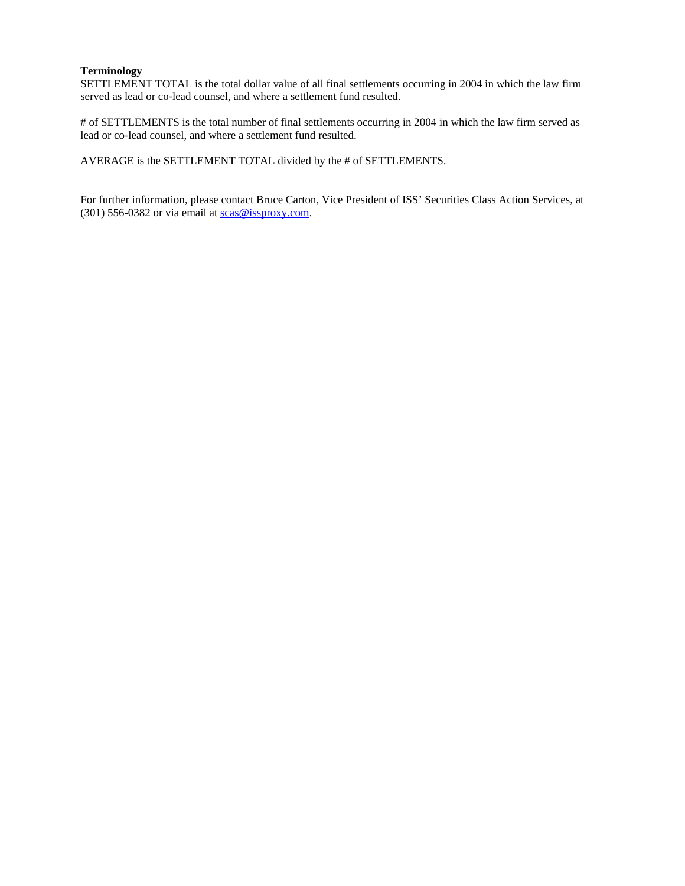**Terminology**

SETTLEMENT TOTAL is the total dollar value of all final settlements occurring in 2004 in which the law firm served as lead or co-lead counsel, and where a settlement fund resulted.

# of SETTLEMENTS is the total number of final settlements occurring in 2004 in which the law firm served as lead or co-lead counsel, and where a settlement fund resulted.

AVERAGE is the SETTLEMENT TOTAL divided by the # of SETTLEMENTS.

For further information, please contact Bruce Carton, Vice President of ISS' Securities Class Action Services, at (301) 556-0382 or via email at scas@issproxy.com.